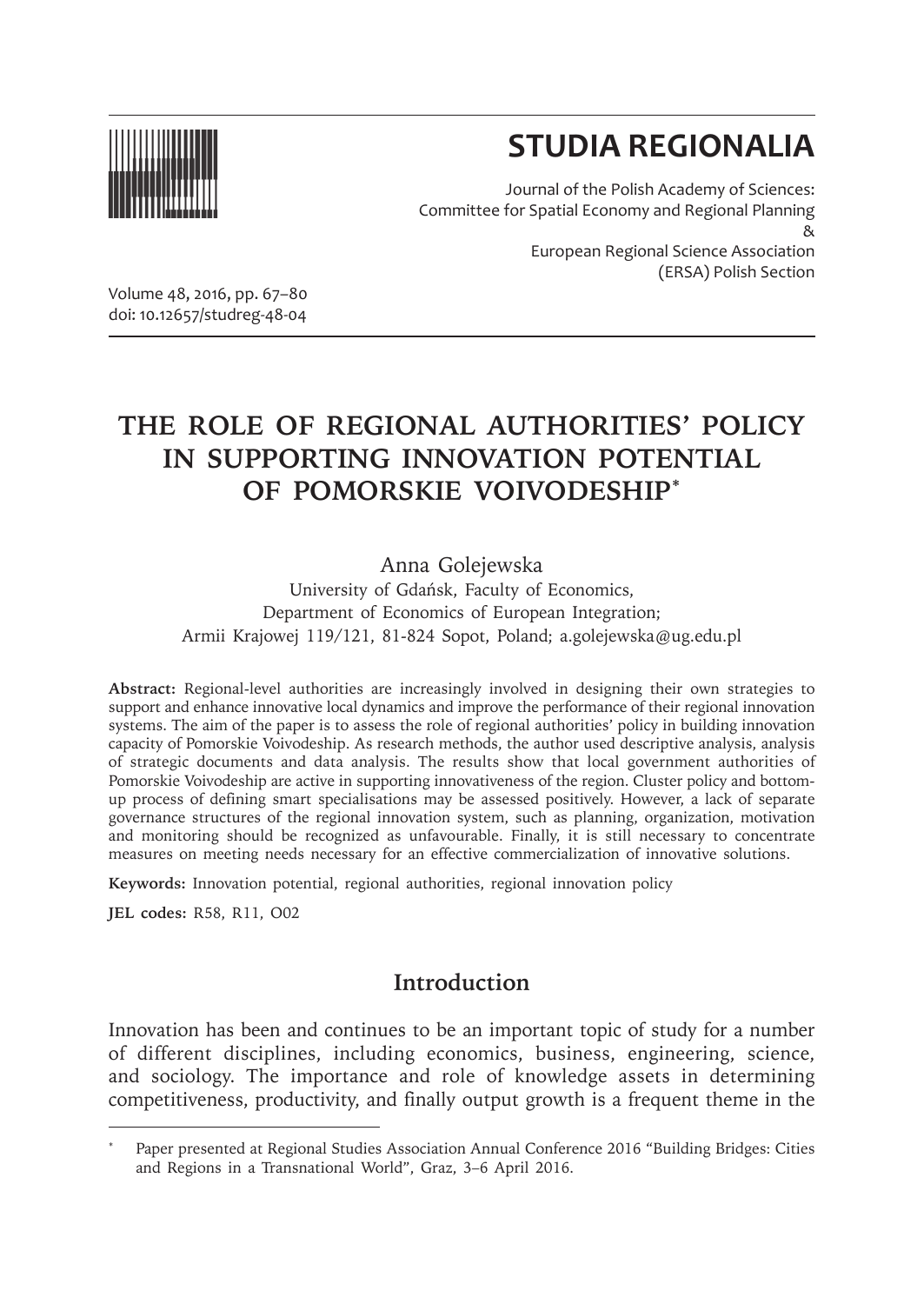# STUDIA REGIONALIA

Journal of the Polish Academy of Sciences:
Committee for Spatial Economy and Regional Planning
&
European Regional Science Association
(ERSA) Polish Section

Volume 48, 2016, pp. 67–80
doi: 10.12657/studreg-48-04

# THE ROLE OF REGIONAL AUTHORITIES' POLICY IN SUPPORTING INNOVATION POTENTIAL OF POMORSKIE VOIVODESHIP*

Anna Golejewska
University of Gdańsk, Faculty of Economics,
Department of Economics of European Integration;
Armii Krajowej 119/121, 81-824 Sopot, Poland; a.golejewska@ug.edu.pl

**Abstract:** Regional-level authorities are increasingly involved in designing their own strategies to support and enhance innovative local dynamics and improve the performance of their regional innovation systems. The aim of the paper is to assess the role of regional authorities' policy in building innovation capacity of Pomorskie Voivodeship. As research methods, the author used descriptive analysis, analysis of strategic documents and data analysis. The results show that local government authorities of Pomorskie Voivodeship are active in supporting innovativeness of the region. Cluster policy and bottom-up process of defining smart specialisations may be assessed positively. However, a lack of separate governance structures of the regional innovation system, such as planning, organization, motivation and monitoring should be recognized as unfavourable. Finally, it is still necessary to concentrate measures on meeting needs necessary for an effective commercialization of innovative solutions.

**Keywords:** Innovation potential, regional authorities, regional innovation policy

**JEL codes:** R58, R11, O02

## Introduction

Innovation has been and continues to be an important topic of study for a number of different disciplines, including economics, business, engineering, science, and sociology. The importance and role of knowledge assets in determining competitiveness, productivity, and finally output growth is a frequent theme in the

---

\* Paper presented at Regional Studies Association Annual Conference 2016 "Building Bridges: Cities and Regions in a Transnational World", Graz, 3–6 April 2016.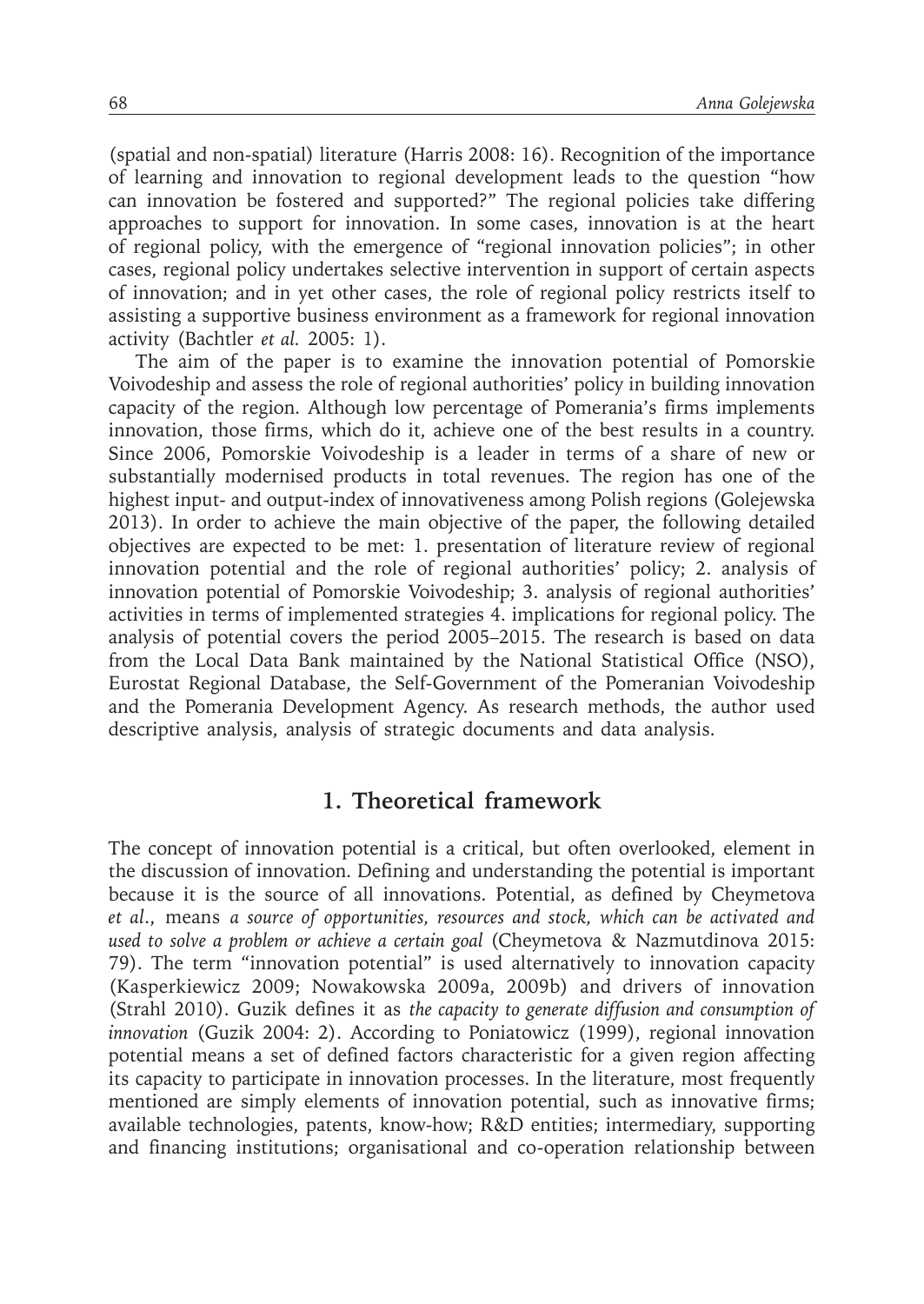(spatial and non-spatial) literature (Harris 2008: 16). Recognition of the importance of learning and innovation to regional development leads to the question "how can innovation be fostered and supported?" The regional policies take differing approaches to support for innovation. In some cases, innovation is at the heart of regional policy, with the emergence of "regional innovation policies"; in other cases, regional policy undertakes selective intervention in support of certain aspects of innovation; and in yet other cases, the role of regional policy restricts itself to assisting a supportive business environment as a framework for regional innovation activity (Bachtler *et al.* 2005: 1).

The aim of the paper is to examine the innovation potential of Pomorskie Voivodeship and assess the role of regional authorities' policy in building innovation capacity of the region. Although low percentage of Pomerania's firms implements innovation, those firms, which do it, achieve one of the best results in a country. Since 2006, Pomorskie Voivodeship is a leader in terms of a share of new or substantially modernised products in total revenues. The region has one of the highest input- and output-index of innovativeness among Polish regions (Golejewska 2013). In order to achieve the main objective of the paper, the following detailed objectives are expected to be met: 1. presentation of literature review of regional innovation potential and the role of regional authorities' policy; 2. analysis of innovation potential of Pomorskie Voivodeship; 3. analysis of regional authorities' activities in terms of implemented strategies 4. implications for regional policy. The analysis of potential covers the period 2005–2015. The research is based on data from the Local Data Bank maintained by the National Statistical Office (NSO), Eurostat Regional Database, the Self-Government of the Pomeranian Voivodeship and the Pomerania Development Agency. As research methods, the author used descriptive analysis, analysis of strategic documents and data analysis.

## 1. Theoretical framework

The concept of innovation potential is a critical, but often overlooked, element in the discussion of innovation. Defining and understanding the potential is important because it is the source of all innovations. Potential, as defined by Cheymetova *et al*., means *a source of opportunities, resources and stock, which can be activated and used to solve a problem or achieve a certain goal* (Cheymetova & Nazmutdinova 2015: 79). The term "innovation potential" is used alternatively to innovation capacity (Kasperkiewicz 2009; Nowakowska 2009a, 2009b) and drivers of innovation (Strahl 2010). Guzik defines it as *the capacity to generate diffusion and consumption of innovation* (Guzik 2004: 2). According to Poniatowicz (1999), regional innovation potential means a set of defined factors characteristic for a given region affecting its capacity to participate in innovation processes. In the literature, most frequently mentioned are simply elements of innovation potential, such as innovative firms; available technologies, patents, know-how; R&D entities; intermediary, supporting and financing institutions; organisational and co-operation relationship between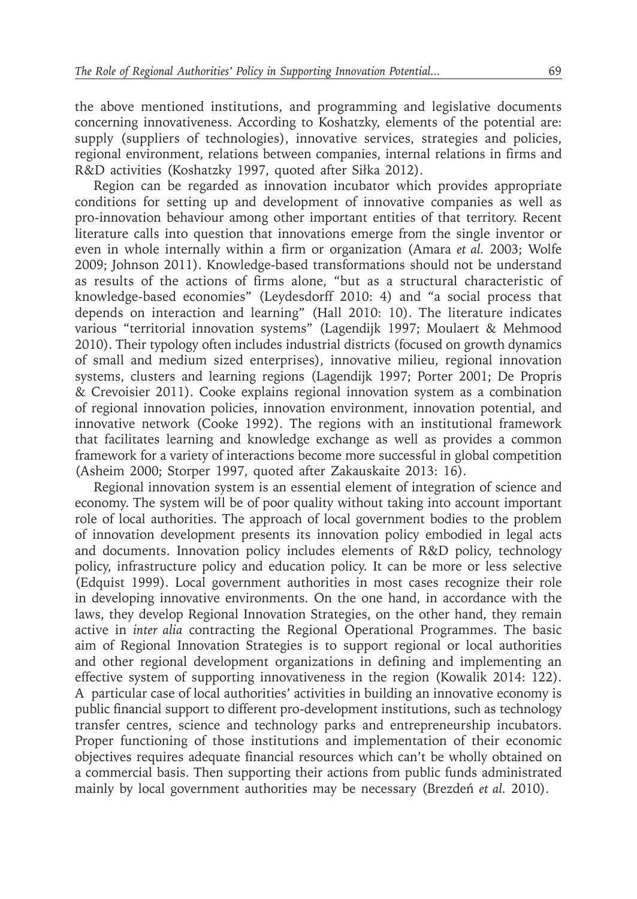the above mentioned institutions, and programming and legislative documents concerning innovativeness. According to Koshatzky, elements of the potential are: supply (suppliers of technologies), innovative services, strategies and policies, regional environment, relations between companies, internal relations in firms and R&D activities (Koshatzky 1997, quoted after Siłka 2012).

Region can be regarded as innovation incubator which provides appropriate conditions for setting up and development of innovative companies as well as pro-innovation behaviour among other important entities of that territory. Recent literature calls into question that innovations emerge from the single inventor or even in whole internally within a firm or organization (Amara *et al.* 2003; Wolfe 2009; Johnson 2011). Knowledge-based transformations should not be understand as results of the actions of firms alone, "but as a structural characteristic of knowledge-based economies" (Leydesdorff 2010: 4) and "a social process that depends on interaction and learning" (Hall 2010: 10). The literature indicates various "territorial innovation systems" (Lagendijk 1997; Moulaert & Mehmood 2010). Their typology often includes industrial districts (focused on growth dynamics of small and medium sized enterprises), innovative milieu, regional innovation systems, clusters and learning regions (Lagendijk 1997; Porter 2001; De Propris & Crevoisier 2011). Cooke explains regional innovation system as a combination of regional innovation policies, innovation environment, innovation potential, and innovative network (Cooke 1992). The regions with an institutional framework that facilitates learning and knowledge exchange as well as provides a common framework for a variety of interactions become more successful in global competition (Asheim 2000; Storper 1997, quoted after Zakauskaite 2013: 16).

Regional innovation system is an essential element of integration of science and economy. The system will be of poor quality without taking into account important role of local authorities. The approach of local government bodies to the problem of innovation development presents its innovation policy embodied in legal acts and documents. Innovation policy includes elements of R&D policy, technology policy, infrastructure policy and education policy. It can be more or less selective (Edquist 1999). Local government authorities in most cases recognize their role in developing innovative environments. On the one hand, in accordance with the laws, they develop Regional Innovation Strategies, on the other hand, they remain active in *inter alia* contracting the Regional Operational Programmes. The basic aim of Regional Innovation Strategies is to support regional or local authorities and other regional development organizations in defining and implementing an effective system of supporting innovativeness in the region (Kowalik 2014: 122). A particular case of local authorities' activities in building an innovative economy is public financial support to different pro-development institutions, such as technology transfer centres, science and technology parks and entrepreneurship incubators. Proper functioning of those institutions and implementation of their economic objectives requires adequate financial resources which can't be wholly obtained on a commercial basis. Then supporting their actions from public funds administrated mainly by local government authorities may be necessary (Brezdeń *et al.* 2010).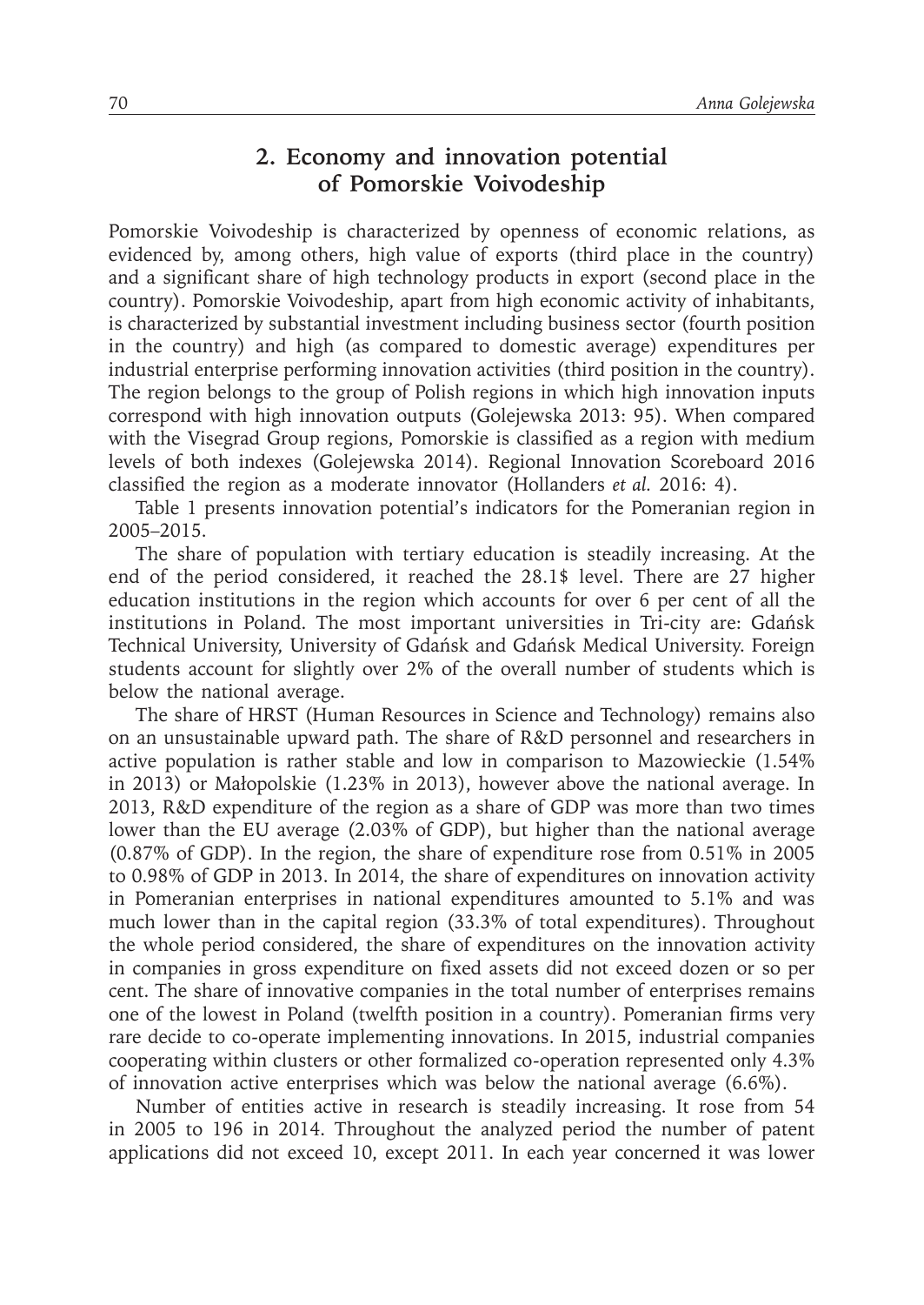## 2. Economy and innovation potential of Pomorskie Voivodeship

Pomorskie Voivodeship is characterized by openness of economic relations, as evidenced by, among others, high value of exports (third place in the country) and a significant share of high technology products in export (second place in the country). Pomorskie Voivodeship, apart from high economic activity of inhabitants, is characterized by substantial investment including business sector (fourth position in the country) and high (as compared to domestic average) expenditures per industrial enterprise performing innovation activities (third position in the country). The region belongs to the group of Polish regions in which high innovation inputs correspond with high innovation outputs (Golejewska 2013: 95). When compared with the Visegrad Group regions, Pomorskie is classified as a region with medium levels of both indexes (Golejewska 2014). Regional Innovation Scoreboard 2016 classified the region as a moderate innovator (Hollanders *et al.* 2016: 4).

Table 1 presents innovation potential's indicators for the Pomeranian region in 2005–2015.

The share of population with tertiary education is steadily increasing. At the end of the period considered, it reached the 28.1$ level. There are 27 higher education institutions in the region which accounts for over 6 per cent of all the institutions in Poland. The most important universities in Tri-city are: Gdańsk Technical University, University of Gdańsk and Gdańsk Medical University. Foreign students account for slightly over 2% of the overall number of students which is below the national average.

The share of HRST (Human Resources in Science and Technology) remains also on an unsustainable upward path. The share of R&D personnel and researchers in active population is rather stable and low in comparison to Mazowieckie (1.54% in 2013) or Małopolskie (1.23% in 2013), however above the national average. In 2013, R&D expenditure of the region as a share of GDP was more than two times lower than the EU average (2.03% of GDP), but higher than the national average (0.87% of GDP). In the region, the share of expenditure rose from 0.51% in 2005 to 0.98% of GDP in 2013. In 2014, the share of expenditures on innovation activity in Pomeranian enterprises in national expenditures amounted to 5.1% and was much lower than in the capital region (33.3% of total expenditures). Throughout the whole period considered, the share of expenditures on the innovation activity in companies in gross expenditure on fixed assets did not exceed dozen or so per cent. The share of innovative companies in the total number of enterprises remains one of the lowest in Poland (twelfth position in a country). Pomeranian firms very rare decide to co-operate implementing innovations. In 2015, industrial companies cooperating within clusters or other formalized co-operation represented only 4.3% of innovation active enterprises which was below the national average (6.6%).

Number of entities active in research is steadily increasing. It rose from 54 in 2005 to 196 in 2014. Throughout the analyzed period the number of patent applications did not exceed 10, except 2011. In each year concerned it was lower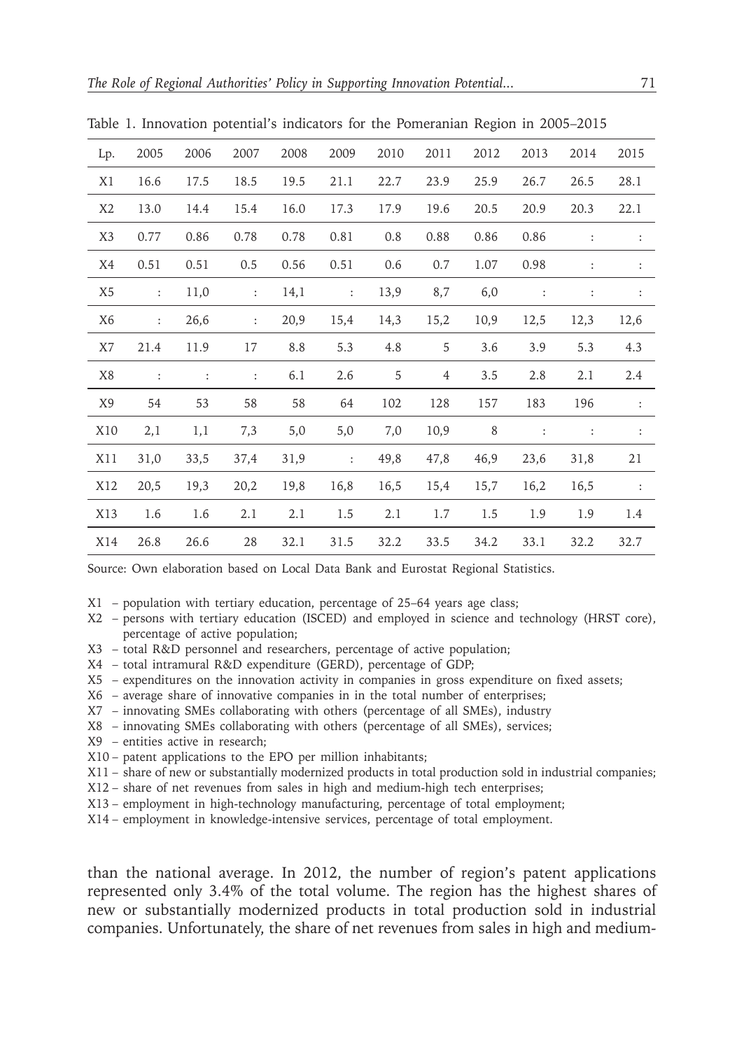Table 1. Innovation potential's indicators for the Pomeranian Region in 2005–2015

| Lp. | 2005 | 2006 | 2007 | 2008 | 2009 | 2010 | 2011 | 2012 | 2013 | 2014 | 2015 |
|---|---|---|---|---|---|---|---|---|---|---|---|
| X1 | 16.6 | 17.5 | 18.5 | 19.5 | 21.1 | 22.7 | 23.9 | 25.9 | 26.7 | 26.5 | 28.1 |
| X2 | 13.0 | 14.4 | 15.4 | 16.0 | 17.3 | 17.9 | 19.6 | 20.5 | 20.9 | 20.3 | 22.1 |
| X3 | 0.77 | 0.86 | 0.78 | 0.78 | 0.81 | 0.8 | 0.88 | 0.86 | 0.86 | : | : |
| X4 | 0.51 | 0.51 | 0.5 | 0.56 | 0.51 | 0.6 | 0.7 | 1.07 | 0.98 | : | : |
| X5 | : | 11,0 | : | 14,1 | : | 13,9 | 8,7 | 6,0 | : | : | : |
| X6 | : | 26,6 | : | 20,9 | 15,4 | 14,3 | 15,2 | 10,9 | 12,5 | 12,3 | 12,6 |
| X7 | 21.4 | 11.9 | 17 | 8.8 | 5.3 | 4.8 | 5 | 3.6 | 3.9 | 5.3 | 4.3 |
| X8 | : | : | : | 6.1 | 2.6 | 5 | 4 | 3.5 | 2.8 | 2.1 | 2.4 |
| X9 | 54 | 53 | 58 | 58 | 64 | 102 | 128 | 157 | 183 | 196 | : |
| X10 | 2,1 | 1,1 | 7,3 | 5,0 | 5,0 | 7,0 | 10,9 | 8 | : | : | : |
| X11 | 31,0 | 33,5 | 37,4 | 31,9 | : | 49,8 | 47,8 | 46,9 | 23,6 | 31,8 | 21 |
| X12 | 20,5 | 19,3 | 20,2 | 19,8 | 16,8 | 16,5 | 15,4 | 15,7 | 16,2 | 16,5 | : |
| X13 | 1.6 | 1.6 | 2.1 | 2.1 | 1.5 | 2.1 | 1.7 | 1.5 | 1.9 | 1.9 | 1.4 |
| X14 | 26.8 | 26.6 | 28 | 32.1 | 31.5 | 32.2 | 33.5 | 34.2 | 33.1 | 32.2 | 32.7 |

Source: Own elaboration based on Local Data Bank and Eurostat Regional Statistics.

X1 – population with tertiary education, percentage of 25–64 years age class;
X2 – persons with tertiary education (ISCED) and employed in science and technology (HRST core), percentage of active population;
X3 – total R&D personnel and researchers, percentage of active population;
X4 – total intramural R&D expenditure (GERD), percentage of GDP;
X5 – expenditures on the innovation activity in companies in gross expenditure on fixed assets;
X6 – average share of innovative companies in in the total number of enterprises;
X7 – innovating SMEs collaborating with others (percentage of all SMEs), industry
X8 – innovating SMEs collaborating with others (percentage of all SMEs), services;
X9 – entities active in research;
X10 – patent applications to the EPO per million inhabitants;
X11 – share of new or substantially modernized products in total production sold in industrial companies;
X12 – share of net revenues from sales in high and medium-high tech enterprises;
X13 – employment in high-technology manufacturing, percentage of total employment;
X14 – employment in knowledge-intensive services, percentage of total employment.

than the national average. In 2012, the number of region's patent applications represented only 3.4% of the total volume. The region has the highest shares of new or substantially modernized products in total production sold in industrial companies. Unfortunately, the share of net revenues from sales in high and medium-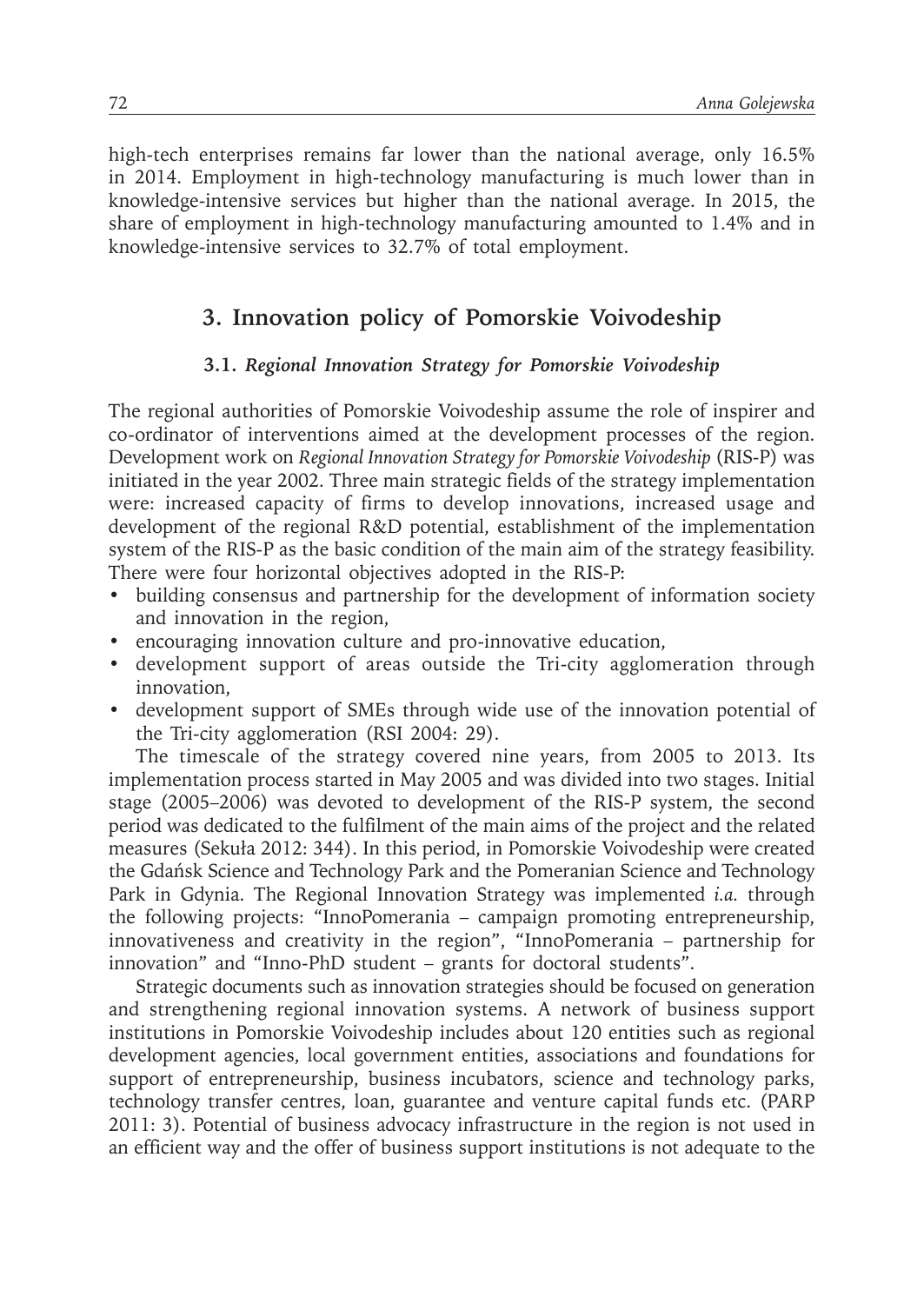high-tech enterprises remains far lower than the national average, only 16.5% in 2014. Employment in high-technology manufacturing is much lower than in knowledge-intensive services but higher than the national average. In 2015, the share of employment in high-technology manufacturing amounted to 1.4% and in knowledge-intensive services to 32.7% of total employment.

## 3. Innovation policy of Pomorskie Voivodeship

### 3.1. *Regional Innovation Strategy for Pomorskie Voivodeship*

The regional authorities of Pomorskie Voivodeship assume the role of inspirer and co-ordinator of interventions aimed at the development processes of the region. Development work on *Regional Innovation Strategy for Pomorskie Voivodeship* (RIS-P) was initiated in the year 2002. Three main strategic fields of the strategy implementation were: increased capacity of firms to develop innovations, increased usage and development of the regional R&D potential, establishment of the implementation system of the RIS-P as the basic condition of the main aim of the strategy feasibility. There were four horizontal objectives adopted in the RIS-P:

- building consensus and partnership for the development of information society and innovation in the region,
- encouraging innovation culture and pro-innovative education,
- development support of areas outside the Tri-city agglomeration through innovation,
- development support of SMEs through wide use of the innovation potential of the Tri-city agglomeration (RSI 2004: 29).

The timescale of the strategy covered nine years, from 2005 to 2013. Its implementation process started in May 2005 and was divided into two stages. Initial stage (2005–2006) was devoted to development of the RIS-P system, the second period was dedicated to the fulfilment of the main aims of the project and the related measures (Sekuła 2012: 344). In this period, in Pomorskie Voivodeship were created the Gdańsk Science and Technology Park and the Pomeranian Science and Technology Park in Gdynia. The Regional Innovation Strategy was implemented *i.a.* through the following projects: "InnoPomerania – campaign promoting entrepreneurship, innovativeness and creativity in the region", "InnoPomerania – partnership for innovation" and "Inno-PhD student – grants for doctoral students".

Strategic documents such as innovation strategies should be focused on generation and strengthening regional innovation systems. A network of business support institutions in Pomorskie Voivodeship includes about 120 entities such as regional development agencies, local government entities, associations and foundations for support of entrepreneurship, business incubators, science and technology parks, technology transfer centres, loan, guarantee and venture capital funds etc. (PARP 2011: 3). Potential of business advocacy infrastructure in the region is not used in an efficient way and the offer of business support institutions is not adequate to the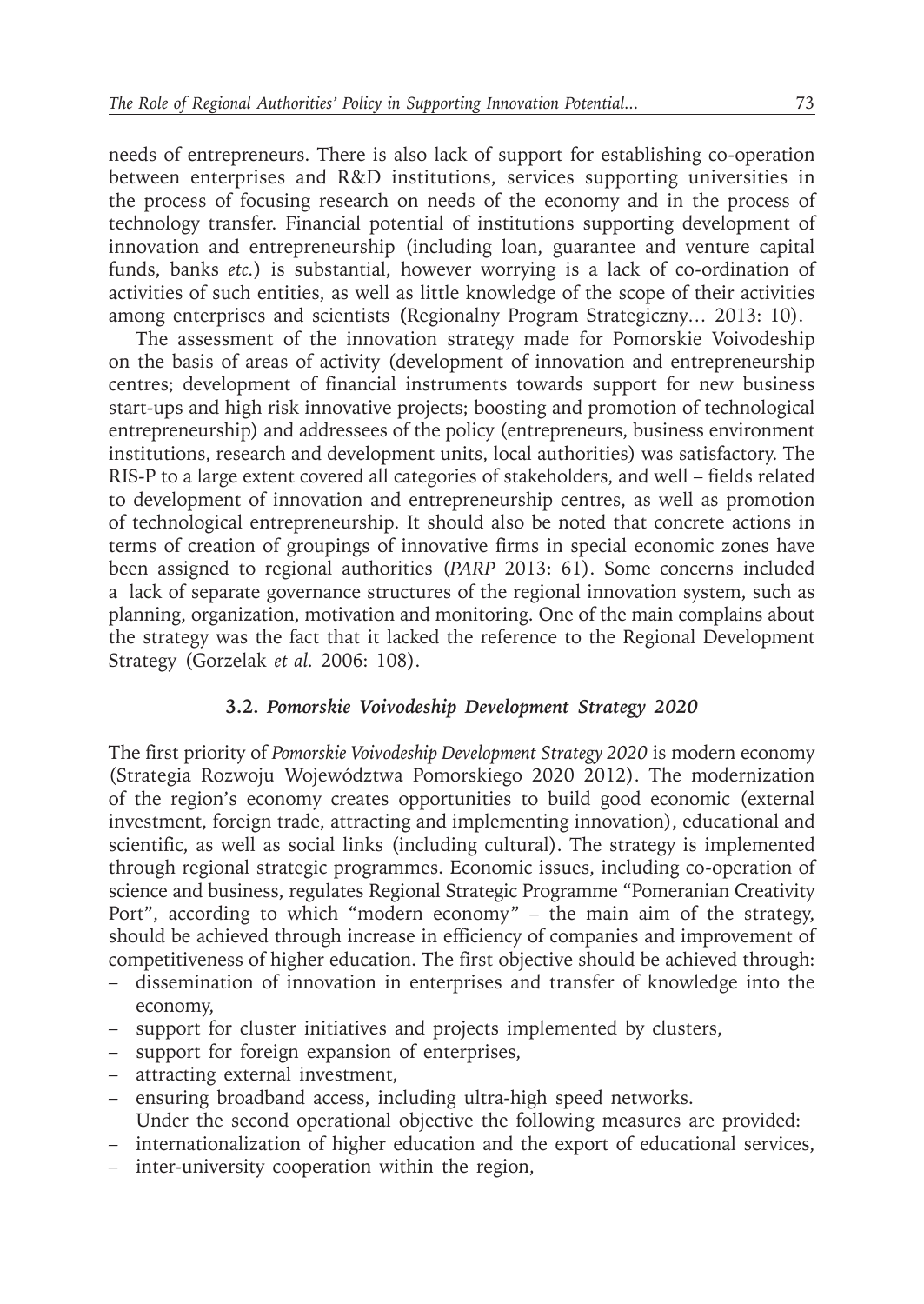needs of entrepreneurs. There is also lack of support for establishing co-operation between enterprises and R&D institutions, services supporting universities in the process of focusing research on needs of the economy and in the process of technology transfer. Financial potential of institutions supporting development of innovation and entrepreneurship (including loan, guarantee and venture capital funds, banks *etc.*) is substantial, however worrying is a lack of co-ordination of activities of such entities, as well as little knowledge of the scope of their activities among enterprises and scientists (Regionalny Program Strategiczny… 2013: 10).

The assessment of the innovation strategy made for Pomorskie Voivodeship on the basis of areas of activity (development of innovation and entrepreneurship centres; development of financial instruments towards support for new business start-ups and high risk innovative projects; boosting and promotion of technological entrepreneurship) and addressees of the policy (entrepreneurs, business environment institutions, research and development units, local authorities) was satisfactory. The RIS-P to a large extent covered all categories of stakeholders, and well – fields related to development of innovation and entrepreneurship centres, as well as promotion of technological entrepreneurship. It should also be noted that concrete actions in terms of creation of groupings of innovative firms in special economic zones have been assigned to regional authorities (*PARP* 2013: 61). Some concerns included a lack of separate governance structures of the regional innovation system, such as planning, organization, motivation and monitoring. One of the main complains about the strategy was the fact that it lacked the reference to the Regional Development Strategy (Gorzelak *et al.* 2006: 108).

### 3.2. *Pomorskie Voivodeship Development Strategy 2020*

The first priority of *Pomorskie Voivodeship Development Strategy 2020* is modern economy (Strategia Rozwoju Województwa Pomorskiego 2020 2012). The modernization of the region's economy creates opportunities to build good economic (external investment, foreign trade, attracting and implementing innovation), educational and scientific, as well as social links (including cultural). The strategy is implemented through regional strategic programmes. Economic issues, including co-operation of science and business, regulates Regional Strategic Programme "Pomeranian Creativity Port", according to which "modern economy" – the main aim of the strategy, should be achieved through increase in efficiency of companies and improvement of competitiveness of higher education. The first objective should be achieved through:

- dissemination of innovation in enterprises and transfer of knowledge into the economy,
- support for cluster initiatives and projects implemented by clusters,
- support for foreign expansion of enterprises,
- attracting external investment,
- ensuring broadband access, including ultra-high speed networks.

Under the second operational objective the following measures are provided:

- internationalization of higher education and the export of educational services,
- inter-university cooperation within the region,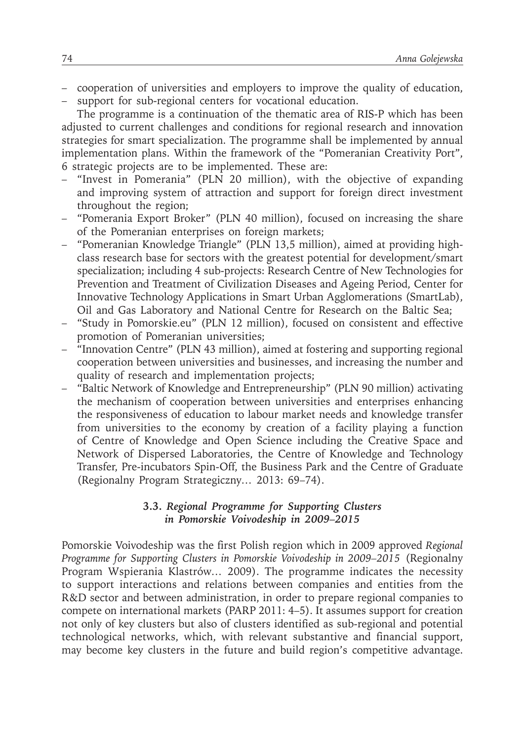- cooperation of universities and employers to improve the quality of education,
- support for sub-regional centers for vocational education.

The programme is a continuation of the thematic area of RIS-P which has been adjusted to current challenges and conditions for regional research and innovation strategies for smart specialization. The programme shall be implemented by annual implementation plans. Within the framework of the "Pomeranian Creativity Port", 6 strategic projects are to be implemented. These are:

- "Invest in Pomerania" (PLN 20 million), with the objective of expanding and improving system of attraction and support for foreign direct investment throughout the region;
- "Pomerania Export Broker" (PLN 40 million), focused on increasing the share of the Pomeranian enterprises on foreign markets;
- "Pomeranian Knowledge Triangle" (PLN 13,5 million), aimed at providing high-class research base for sectors with the greatest potential for development/smart specialization; including 4 sub-projects: Research Centre of New Technologies for Prevention and Treatment of Civilization Diseases and Ageing Period, Center for Innovative Technology Applications in Smart Urban Agglomerations (SmartLab), Oil and Gas Laboratory and National Centre for Research on the Baltic Sea;
- "Study in Pomorskie.eu" (PLN 12 million), focused on consistent and effective promotion of Pomeranian universities;
- "Innovation Centre" (PLN 43 million), aimed at fostering and supporting regional cooperation between universities and businesses, and increasing the number and quality of research and implementation projects;
- "Baltic Network of Knowledge and Entrepreneurship" (PLN 90 million) activating the mechanism of cooperation between universities and enterprises enhancing the responsiveness of education to labour market needs and knowledge transfer from universities to the economy by creation of a facility playing a function of Centre of Knowledge and Open Science including the Creative Space and Network of Dispersed Laboratories, the Centre of Knowledge and Technology Transfer, Pre-incubators Spin-Off, the Business Park and the Centre of Graduate (Regionalny Program Strategiczny… 2013: 69–74).

### 3.3. *Regional Programme for Supporting Clusters in Pomorskie Voivodeship in 2009–2015*

Pomorskie Voivodeship was the first Polish region which in 2009 approved *Regional Programme for Supporting Clusters in Pomorskie Voivodeship in 2009–2015* (Regionalny Program Wspierania Klastrów… 2009). The programme indicates the necessity to support interactions and relations between companies and entities from the R&D sector and between administration, in order to prepare regional companies to compete on international markets (PARP 2011: 4–5). It assumes support for creation not only of key clusters but also of clusters identified as sub-regional and potential technological networks, which, with relevant substantive and financial support, may become key clusters in the future and build region's competitive advantage.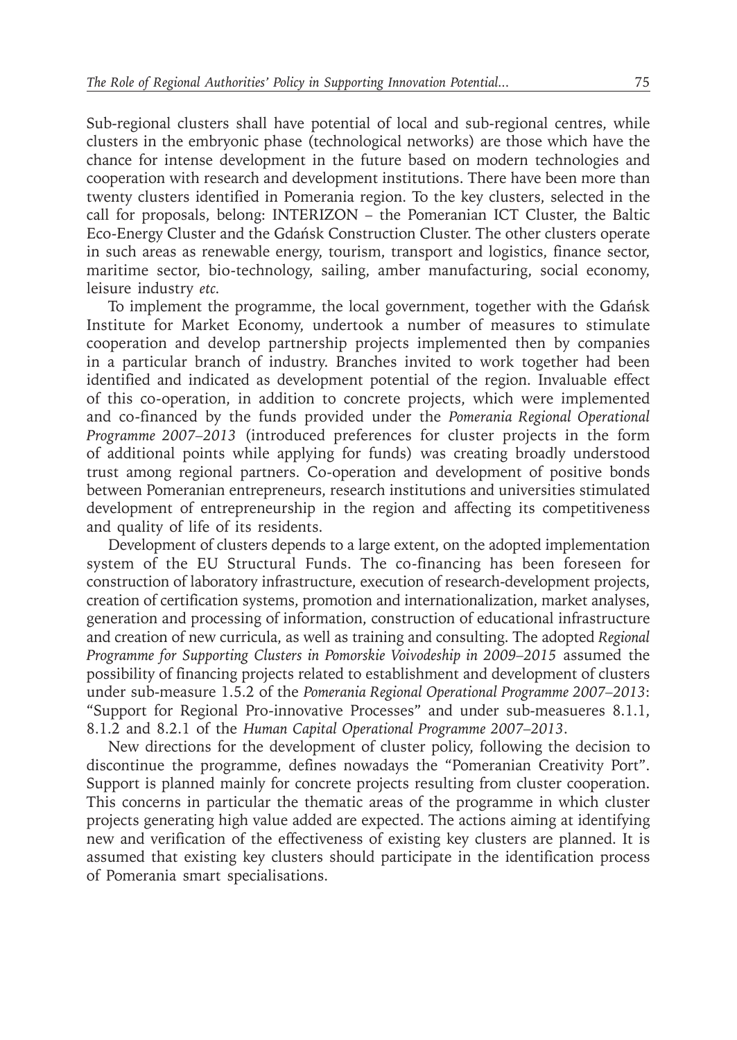Sub-regional clusters shall have potential of local and sub-regional centres, while clusters in the embryonic phase (technological networks) are those which have the chance for intense development in the future based on modern technologies and cooperation with research and development institutions. There have been more than twenty clusters identified in Pomerania region. To the key clusters, selected in the call for proposals, belong: INTERIZON – the Pomeranian ICT Cluster, the Baltic Eco-Energy Cluster and the Gdańsk Construction Cluster. The other clusters operate in such areas as renewable energy, tourism, transport and logistics, finance sector, maritime sector, bio-technology, sailing, amber manufacturing, social economy, leisure industry *etc*.

To implement the programme, the local government, together with the Gdańsk Institute for Market Economy, undertook a number of measures to stimulate cooperation and develop partnership projects implemented then by companies in a particular branch of industry. Branches invited to work together had been identified and indicated as development potential of the region. Invaluable effect of this co-operation, in addition to concrete projects, which were implemented and co-financed by the funds provided under the *Pomerania Regional Operational Programme 2007–2013* (introduced preferences for cluster projects in the form of additional points while applying for funds) was creating broadly understood trust among regional partners. Co-operation and development of positive bonds between Pomeranian entrepreneurs, research institutions and universities stimulated development of entrepreneurship in the region and affecting its competitiveness and quality of life of its residents.

Development of clusters depends to a large extent, on the adopted implementation system of the EU Structural Funds. The co-financing has been foreseen for construction of laboratory infrastructure, execution of research-development projects, creation of certification systems, promotion and internationalization, market analyses, generation and processing of information, construction of educational infrastructure and creation of new curricula, as well as training and consulting. The adopted *Regional Programme for Supporting Clusters in Pomorskie Voivodeship in 2009–2015* assumed the possibility of financing projects related to establishment and development of clusters under sub-measure 1.5.2 of the *Pomerania Regional Operational Programme 2007–2013*: "Support for Regional Pro-innovative Processes" and under sub-measueres 8.1.1, 8.1.2 and 8.2.1 of the *Human Capital Operational Programme 2007–2013*.

New directions for the development of cluster policy, following the decision to discontinue the programme, defines nowadays the "Pomeranian Creativity Port". Support is planned mainly for concrete projects resulting from cluster cooperation. This concerns in particular the thematic areas of the programme in which cluster projects generating high value added are expected. The actions aiming at identifying new and verification of the effectiveness of existing key clusters are planned. It is assumed that existing key clusters should participate in the identification process of Pomerania smart specialisations.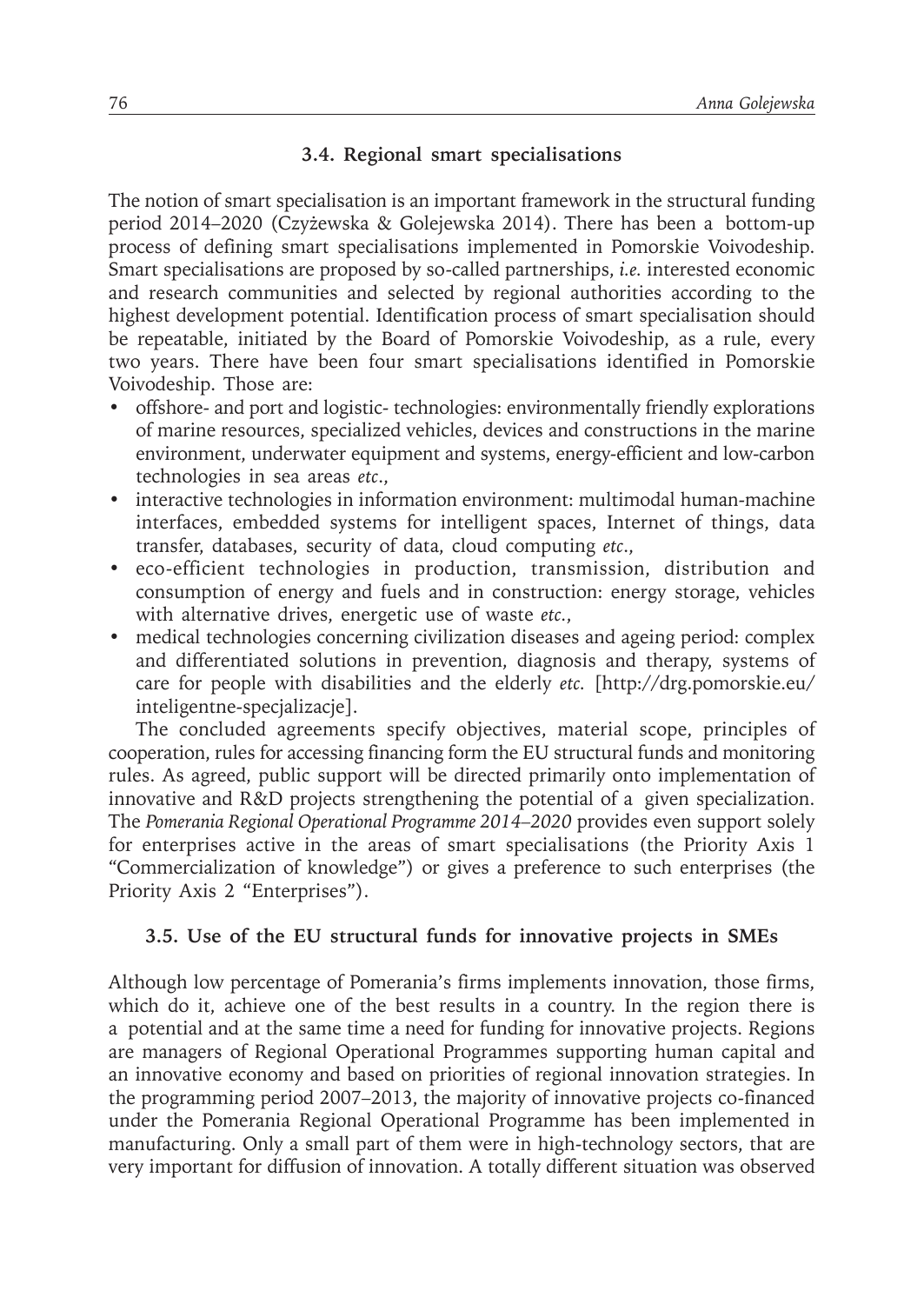### 3.4. Regional smart specialisations

The notion of smart specialisation is an important framework in the structural funding period 2014–2020 (Czyżewska & Golejewska 2014). There has been a bottom-up process of defining smart specialisations implemented in Pomorskie Voivodeship. Smart specialisations are proposed by so-called partnerships, *i.e.* interested economic and research communities and selected by regional authorities according to the highest development potential. Identification process of smart specialisation should be repeatable, initiated by the Board of Pomorskie Voivodeship, as a rule, every two years. There have been four smart specialisations identified in Pomorskie Voivodeship. Those are:

- offshore- and port and logistic- technologies: environmentally friendly explorations of marine resources, specialized vehicles, devices and constructions in the marine environment, underwater equipment and systems, energy-efficient and low-carbon technologies in sea areas *etc*.,
- interactive technologies in information environment: multimodal human-machine interfaces, embedded systems for intelligent spaces, Internet of things, data transfer, databases, security of data, cloud computing *etc*.,
- eco-efficient technologies in production, transmission, distribution and consumption of energy and fuels and in construction: energy storage, vehicles with alternative drives, energetic use of waste *etc*.,
- medical technologies concerning civilization diseases and ageing period: complex and differentiated solutions in prevention, diagnosis and therapy, systems of care for people with disabilities and the elderly *etc.* [http://drg.pomorskie.eu/inteligentne-specjalizacje].

The concluded agreements specify objectives, material scope, principles of cooperation, rules for accessing financing form the EU structural funds and monitoring rules. As agreed, public support will be directed primarily onto implementation of innovative and R&D projects strengthening the potential of a given specialization. The *Pomerania Regional Operational Programme 2014–2020* provides even support solely for enterprises active in the areas of smart specialisations (the Priority Axis 1 "Commercialization of knowledge") or gives a preference to such enterprises (the Priority Axis 2 "Enterprises").

### 3.5. Use of the EU structural funds for innovative projects in SMEs

Although low percentage of Pomerania's firms implements innovation, those firms, which do it, achieve one of the best results in a country. In the region there is a potential and at the same time a need for funding for innovative projects. Regions are managers of Regional Operational Programmes supporting human capital and an innovative economy and based on priorities of regional innovation strategies. In the programming period 2007–2013, the majority of innovative projects co-financed under the Pomerania Regional Operational Programme has been implemented in manufacturing. Only a small part of them were in high-technology sectors, that are very important for diffusion of innovation. A totally different situation was observed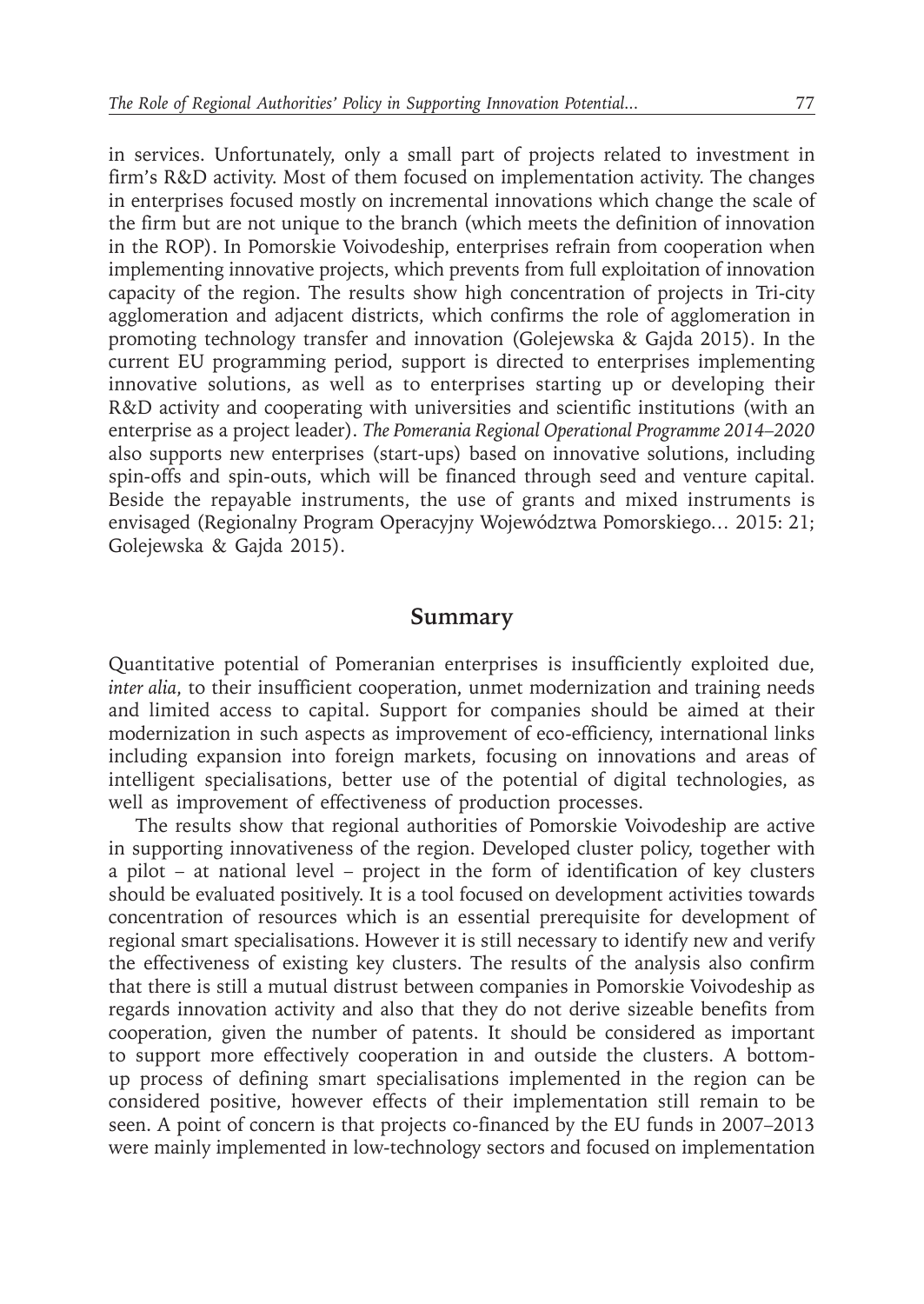in services. Unfortunately, only a small part of projects related to investment in firm's R&D activity. Most of them focused on implementation activity. The changes in enterprises focused mostly on incremental innovations which change the scale of the firm but are not unique to the branch (which meets the definition of innovation in the ROP). In Pomorskie Voivodeship, enterprises refrain from cooperation when implementing innovative projects, which prevents from full exploitation of innovation capacity of the region. The results show high concentration of projects in Tri-city agglomeration and adjacent districts, which confirms the role of agglomeration in promoting technology transfer and innovation (Golejewska & Gajda 2015). In the current EU programming period, support is directed to enterprises implementing innovative solutions, as well as to enterprises starting up or developing their R&D activity and cooperating with universities and scientific institutions (with an enterprise as a project leader). *The Pomerania Regional Operational Programme 2014–2020* also supports new enterprises (start-ups) based on innovative solutions, including spin-offs and spin-outs, which will be financed through seed and venture capital. Beside the repayable instruments, the use of grants and mixed instruments is envisaged (Regionalny Program Operacyjny Województwa Pomorskiego… 2015: 21; Golejewska & Gajda 2015).

## Summary

Quantitative potential of Pomeranian enterprises is insufficiently exploited due, *inter alia*, to their insufficient cooperation, unmet modernization and training needs and limited access to capital. Support for companies should be aimed at their modernization in such aspects as improvement of eco-efficiency, international links including expansion into foreign markets, focusing on innovations and areas of intelligent specialisations, better use of the potential of digital technologies, as well as improvement of effectiveness of production processes.

The results show that regional authorities of Pomorskie Voivodeship are active in supporting innovativeness of the region. Developed cluster policy, together with a pilot – at national level – project in the form of identification of key clusters should be evaluated positively. It is a tool focused on development activities towards concentration of resources which is an essential prerequisite for development of regional smart specialisations. However it is still necessary to identify new and verify the effectiveness of existing key clusters. The results of the analysis also confirm that there is still a mutual distrust between companies in Pomorskie Voivodeship as regards innovation activity and also that they do not derive sizeable benefits from cooperation, given the number of patents. It should be considered as important to support more effectively cooperation in and outside the clusters. A bottom-up process of defining smart specialisations implemented in the region can be considered positive, however effects of their implementation still remain to be seen. A point of concern is that projects co-financed by the EU funds in 2007–2013 were mainly implemented in low-technology sectors and focused on implementation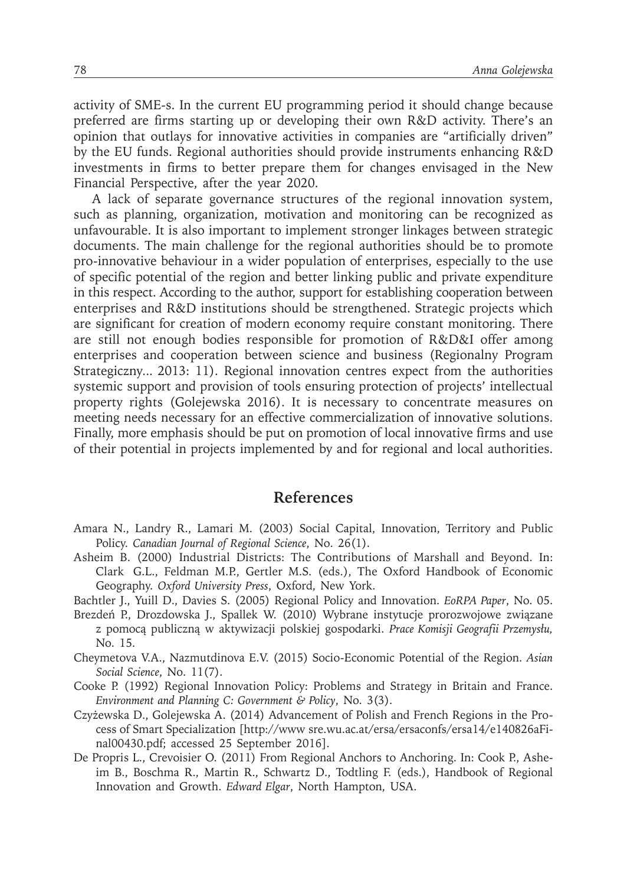activity of SME-s. In the current EU programming period it should change because preferred are firms starting up or developing their own R&D activity. There's an opinion that outlays for innovative activities in companies are "artificially driven" by the EU funds. Regional authorities should provide instruments enhancing R&D investments in firms to better prepare them for changes envisaged in the New Financial Perspective, after the year 2020.

A lack of separate governance structures of the regional innovation system, such as planning, organization, motivation and monitoring can be recognized as unfavourable. It is also important to implement stronger linkages between strategic documents. The main challenge for the regional authorities should be to promote pro-innovative behaviour in a wider population of enterprises, especially to the use of specific potential of the region and better linking public and private expenditure in this respect. According to the author, support for establishing cooperation between enterprises and R&D institutions should be strengthened. Strategic projects which are significant for creation of modern economy require constant monitoring. There are still not enough bodies responsible for promotion of R&D&I offer among enterprises and cooperation between science and business (Regionalny Program Strategiczny... 2013: 11). Regional innovation centres expect from the authorities systemic support and provision of tools ensuring protection of projects' intellectual property rights (Golejewska 2016). It is necessary to concentrate measures on meeting needs necessary for an effective commercialization of innovative solutions. Finally, more emphasis should be put on promotion of local innovative firms and use of their potential in projects implemented by and for regional and local authorities.

## References

Amara N., Landry R., Lamari M. (2003) Social Capital, Innovation, Territory and Public Policy. *Canadian Journal of Regional Science*, No. 26(1).

Asheim B. (2000) Industrial Districts: The Contributions of Marshall and Beyond. In: Clark G.L., Feldman M.P., Gertler M.S. (eds.), The Oxford Handbook of Economic Geography. *Oxford University Press*, Oxford, New York.

Bachtler J., Yuill D., Davies S. (2005) Regional Policy and Innovation. *EoRPA Paper*, No. 05.

Brezdeń P., Drozdowska J., Spallek W. (2010) Wybrane instytucje prorozwojowe związane z pomocą publiczną w aktywizacji polskiej gospodarki. *Prace Komisji Geografii Przemysłu,* No. 15.

Cheymetova V.A., Nazmutdinova E.V. (2015) Socio-Economic Potential of the Region. *Asian Social Science*, No. 11(7).

Cooke P. (1992) Regional Innovation Policy: Problems and Strategy in Britain and France. *Environment and Planning C: Government & Policy*, No. 3(3).

Czyżewska D., Golejewska A. (2014) Advancement of Polish and French Regions in the Process of Smart Specialization [http://www sre.wu.ac.at/ersa/ersaconfs/ersa14/e140826aFinal00430.pdf; accessed 25 September 2016].

De Propris L., Crevoisier O. (2011) From Regional Anchors to Anchoring. In: Cook P., Asheim B., Boschma R., Martin R., Schwartz D., Todtling F. (eds.), Handbook of Regional Innovation and Growth. *Edward Elgar*, North Hampton, USA.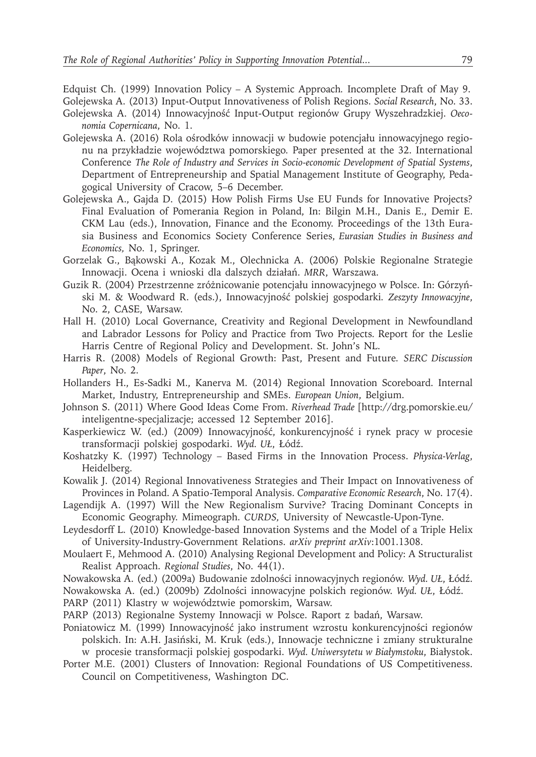Edquist Ch. (1999) Innovation Policy – A Systemic Approach. Incomplete Draft of May 9.

Golejewska A. (2013) Input-Output Innovativeness of Polish Regions. *Social Research*, No. 33.

Golejewska A. (2014) Innowacyjność Input-Output regionów Grupy Wyszehradzkiej. *Oeconomia Copernicana*, No. 1.

Golejewska A. (2016) Rola ośrodków innowacji w budowie potencjału innowacyjnego regionu na przykładzie województwa pomorskiego. Paper presented at the 32. International Conference *The Role of Industry and Services in Socio-economic Development of Spatial Systems*, Department of Entrepreneurship and Spatial Management Institute of Geography, Pedagogical University of Cracow, 5–6 December.

Golejewska A., Gajda D. (2015) How Polish Firms Use EU Funds for Innovative Projects? Final Evaluation of Pomerania Region in Poland, In: Bilgin M.H., Danis E., Demir E. CKM Lau (eds.), Innovation, Finance and the Economy. Proceedings of the 13th Eurasia Business and Economics Society Conference Series, *Eurasian Studies in Business and Economics,* No. 1, Springer.

Gorzelak G., Bąkowski A., Kozak M., Olechnicka A. (2006) Polskie Regionalne Strategie Innowacji. Ocena i wnioski dla dalszych działań. *MRR*, Warszawa.

Guzik R. (2004) Przestrzenne zróżnicowanie potencjału innowacyjnego w Polsce. In: Górzyński M. & Woodward R. (eds.), Innowacyjność polskiej gospodarki. *Zeszyty Innowacyjne*, No. 2, CASE, Warsaw.

Hall H. (2010) Local Governance, Creativity and Regional Development in Newfoundland and Labrador Lessons for Policy and Practice from Two Projects. Report for the Leslie Harris Centre of Regional Policy and Development. St. John's NL.

Harris R. (2008) Models of Regional Growth: Past, Present and Future. *SERC Discussion Paper*, No. 2.

Hollanders H., Es-Sadki M., Kanerva M. (2014) Regional Innovation Scoreboard. Internal Market, Industry, Entrepreneurship and SMEs. *European Union*, Belgium.

Johnson S. (2011) Where Good Ideas Come From. *Riverhead Trade* [http://drg.pomorskie.eu/inteligentne-specjalizacje; accessed 12 September 2016].

Kasperkiewicz W. (ed.) (2009) Innowacyjność, konkurencyjność i rynek pracy w procesie transformacji polskiej gospodarki. *Wyd. UŁ*, Łódź.

Koshatzky K. (1997) Technology – Based Firms in the Innovation Process. *Physica-Verlag*, Heidelberg.

Kowalik J. (2014) Regional Innovativeness Strategies and Their Impact on Innovativeness of Provinces in Poland. A Spatio-Temporal Analysis. *Comparative Economic Research*, No. 17(4).

Lagendijk A. (1997) Will the New Regionalism Survive? Tracing Dominant Concepts in Economic Geography. Mimeograph. *CURDS,* University of Newcastle-Upon-Tyne.

Leydesdorff L. (2010) Knowledge-based Innovation Systems and the Model of a Triple Helix of University-Industry-Government Relations. *arXiv preprint arXiv*:1001.1308.

Moulaert F., Mehmood A. (2010) Analysing Regional Development and Policy: A Structuralist Realist Approach. *Regional Studies*, No. 44(1).

Nowakowska A. (ed.) (2009a) Budowanie zdolności innowacyjnych regionów. *Wyd. UŁ*, Łódź.

Nowakowska A. (ed.) (2009b) Zdolności innowacyjne polskich regionów. *Wyd. UŁ*, Łódź.

PARP (2011) Klastry w województwie pomorskim, Warsaw.

PARP (2013) Regionalne Systemy Innowacji w Polsce. Raport z badań, Warsaw.

Poniatowicz M. (1999) Innowacyjność jako instrument wzrostu konkurencyjności regionów polskich. In: A.H. Jasiński, M. Kruk (eds.), Innowacje techniczne i zmiany strukturalne w procesie transformacji polskiej gospodarki. *Wyd. Uniwersytetu w Białymstoku*, Białystok.

Porter M.E. (2001) Clusters of Innovation: Regional Foundations of US Competitiveness. Council on Competitiveness, Washington DC.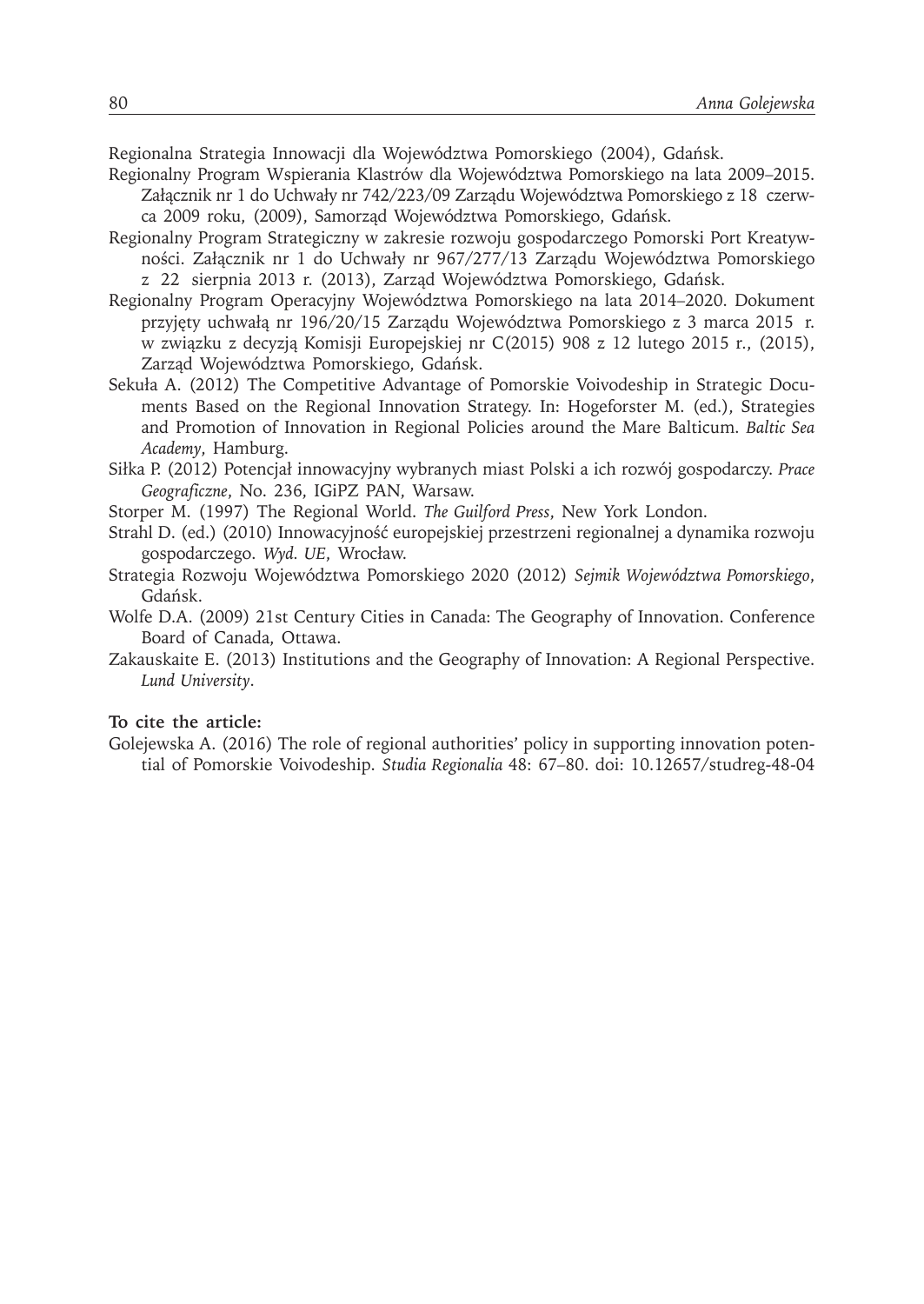Regionalna Strategia Innowacji dla Województwa Pomorskiego (2004), Gdańsk.

Regionalny Program Wspierania Klastrów dla Województwa Pomorskiego na lata 2009–2015. Załącznik nr 1 do Uchwały nr 742/223/09 Zarządu Województwa Pomorskiego z 18 czerwca 2009 roku, (2009), Samorząd Województwa Pomorskiego, Gdańsk.

Regionalny Program Strategiczny w zakresie rozwoju gospodarczego Pomorski Port Kreatywności. Załącznik nr 1 do Uchwały nr 967/277/13 Zarządu Województwa Pomorskiego z 22 sierpnia 2013 r. (2013), Zarząd Województwa Pomorskiego, Gdańsk.

Regionalny Program Operacyjny Województwa Pomorskiego na lata 2014–2020. Dokument przyjęty uchwałą nr 196/20/15 Zarządu Województwa Pomorskiego z 3 marca 2015 r. w związku z decyzją Komisji Europejskiej nr C(2015) 908 z 12 lutego 2015 r., (2015), Zarząd Województwa Pomorskiego, Gdańsk.

Sekuła A. (2012) The Competitive Advantage of Pomorskie Voivodeship in Strategic Documents Based on the Regional Innovation Strategy. In: Hogeforster M. (ed.), Strategies and Promotion of Innovation in Regional Policies around the Mare Balticum. *Baltic Sea Academy*, Hamburg.

Siłka P. (2012) Potencjał innowacyjny wybranych miast Polski a ich rozwój gospodarczy. *Prace Geograficzne*, No. 236, IGiPZ PAN, Warsaw.

Storper M. (1997) The Regional World. *The Guilford Press*, New York London.

Strahl D. (ed.) (2010) Innowacyjność europejskiej przestrzeni regionalnej a dynamika rozwoju gospodarczego. *Wyd. UE*, Wrocław.

Strategia Rozwoju Województwa Pomorskiego 2020 (2012) *Sejmik Województwa Pomorskiego*, Gdańsk.

Wolfe D.A. (2009) 21st Century Cities in Canada: The Geography of Innovation. Conference Board of Canada, Ottawa.

Zakauskaite E. (2013) Institutions and the Geography of Innovation: A Regional Perspective. *Lund University*.

**To cite the article:**

Golejewska A. (2016) The role of regional authorities' policy in supporting innovation potential of Pomorskie Voivodeship. *Studia Regionalia* 48: 67–80. doi: 10.12657/studreg-48-04